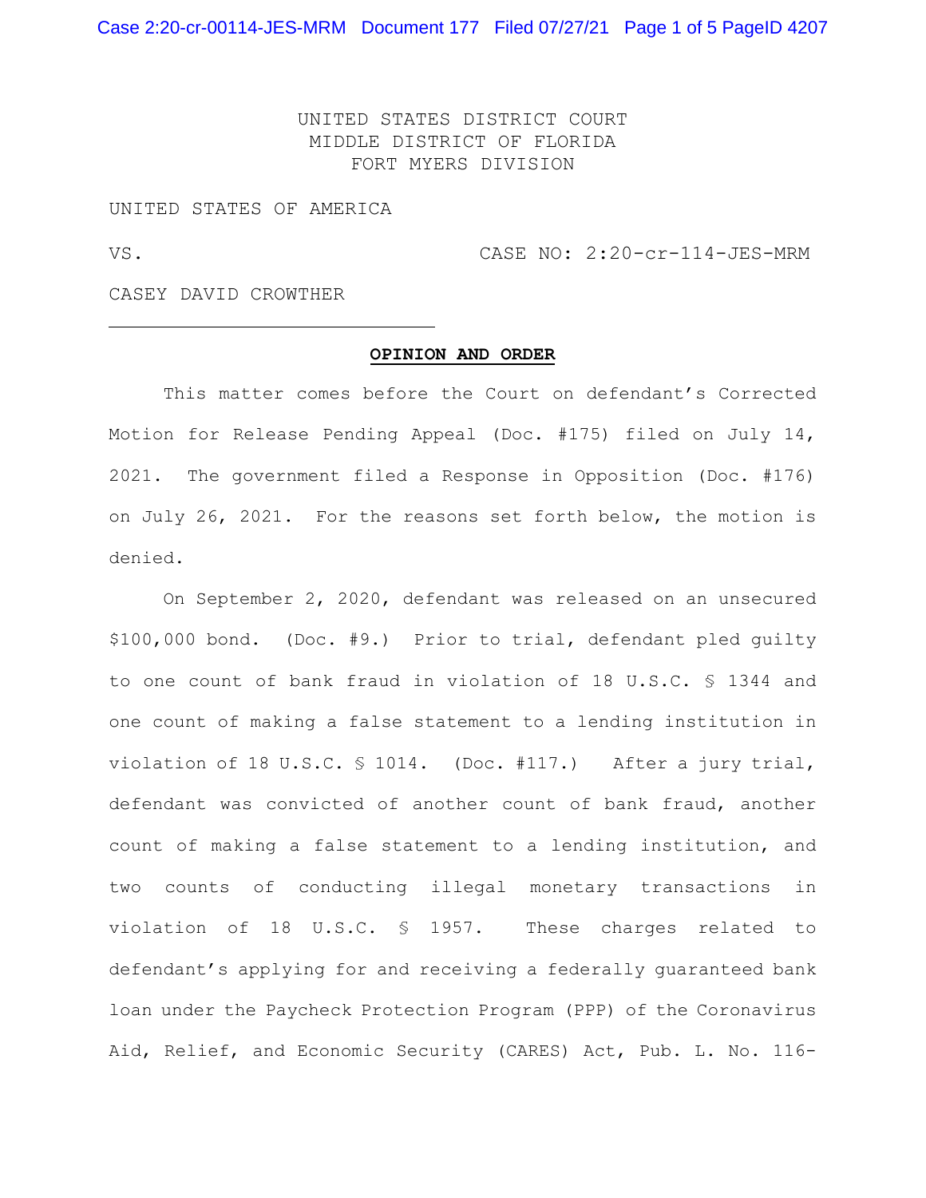UNITED STATES DISTRICT COURT
MIDDLE DISTRICT OF FLORIDA
FORT MYERS DIVISION

UNITED STATES OF AMERICA

VS. CASE NO: 2:20-cr-114-JES-MRM

CASEY DAVID CROWTHER

---

**OPINION AND ORDER**

This matter comes before the Court on defendant's Corrected Motion for Release Pending Appeal (Doc. #175) filed on July 14, 2021. The government filed a Response in Opposition (Doc. #176) on July 26, 2021. For the reasons set forth below, the motion is denied.

On September 2, 2020, defendant was released on an unsecured $100,000 bond. (Doc. #9.) Prior to trial, defendant pled guilty to one count of bank fraud in violation of 18 U.S.C. § 1344 and one count of making a false statement to a lending institution in violation of 18 U.S.C. § 1014. (Doc. #117.) After a jury trial, defendant was convicted of another count of bank fraud, another count of making a false statement to a lending institution, and two counts of conducting illegal monetary transactions in violation of 18 U.S.C. § 1957. These charges related to defendant's applying for and receiving a federally guaranteed bank loan under the Paycheck Protection Program (PPP) of the Coronavirus Aid, Relief, and Economic Security (CARES) Act, Pub. L. No. 116-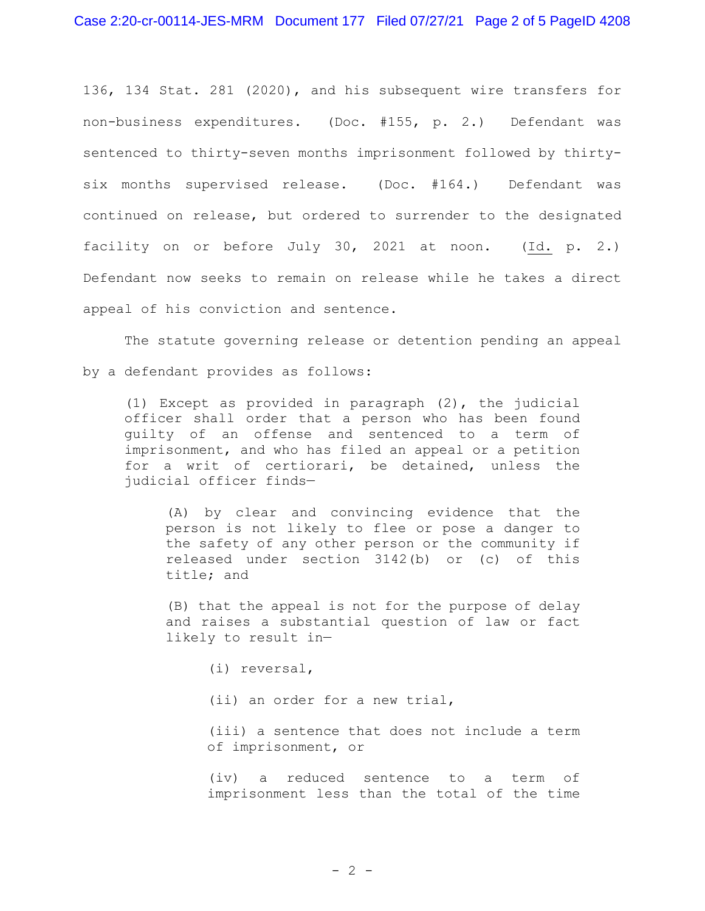136, 134 Stat. 281 (2020), and his subsequent wire transfers for non-business expenditures. (Doc. #155, p. 2.) Defendant was sentenced to thirty-seven months imprisonment followed by thirty-six months supervised release. (Doc. #164.) Defendant was continued on release, but ordered to surrender to the designated facility on or before July 30, 2021 at noon. (Id. p. 2.) Defendant now seeks to remain on release while he takes a direct appeal of his conviction and sentence.

The statute governing release or detention pending an appeal by a defendant provides as follows:

> (1) Except as provided in paragraph (2), the judicial officer shall order that a person who has been found guilty of an offense and sentenced to a term of imprisonment, and who has filed an appeal or a petition for a writ of certiorari, be detained, unless the judicial officer finds—
>
> > (A) by clear and convincing evidence that the person is not likely to flee or pose a danger to the safety of any other person or the community if released under section 3142(b) or (c) of this title; and
> >
> > (B) that the appeal is not for the purpose of delay and raises a substantial question of law or fact likely to result in—
> >
> > > (i) reversal,
> > >
> > > (ii) an order for a new trial,
> > >
> > > (iii) a sentence that does not include a term of imprisonment, or
> > >
> > > (iv) a reduced sentence to a term of imprisonment less than the total of the time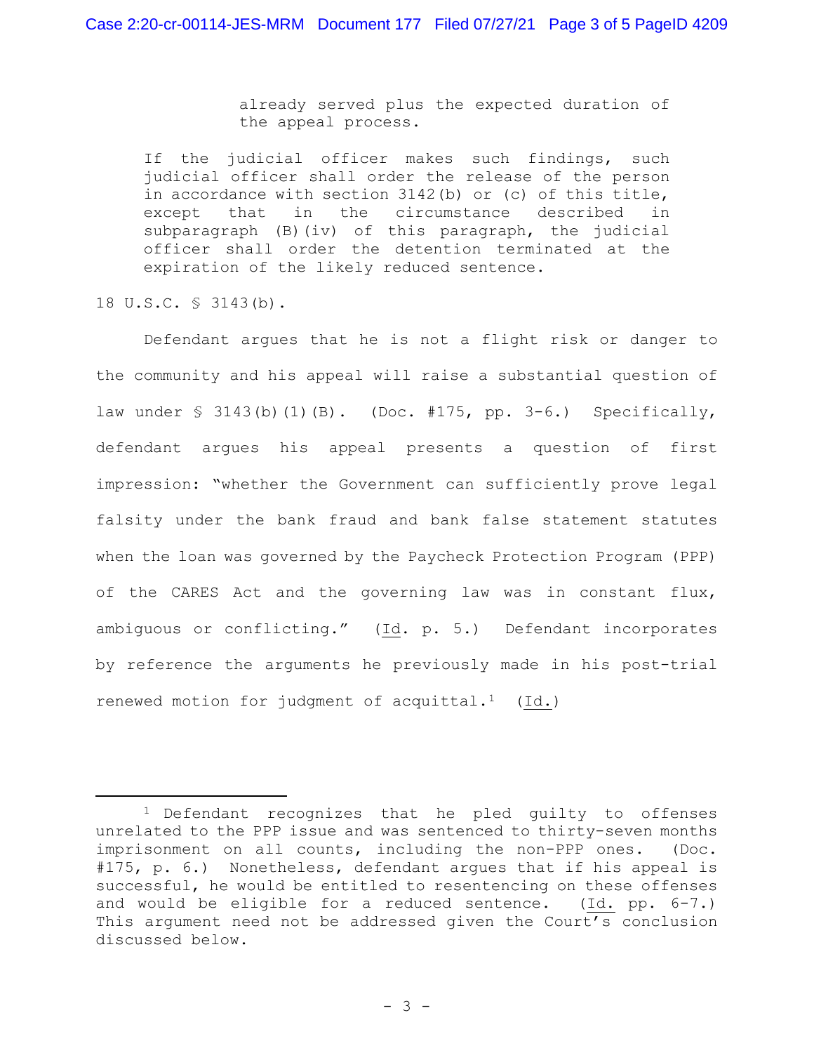> already served plus the expected duration of the appeal process.
>
> If the judicial officer makes such findings, such judicial officer shall order the release of the person in accordance with section 3142(b) or (c) of this title, except that in the circumstance described in subparagraph (B)(iv) of this paragraph, the judicial officer shall order the detention terminated at the expiration of the likely reduced sentence.

18 U.S.C. § 3143(b).

Defendant argues that he is not a flight risk or danger to the community and his appeal will raise a substantial question of law under § 3143(b)(1)(B). (Doc. #175, pp. 3-6.) Specifically, defendant argues his appeal presents a question of first impression: "whether the Government can sufficiently prove legal falsity under the bank fraud and bank false statement statutes when the loan was governed by the Paycheck Protection Program (PPP) of the CARES Act and the governing law was in constant flux, ambiguous or conflicting." (Id. p. 5.) Defendant incorporates by reference the arguments he previously made in his post-trial renewed motion for judgment of acquittal.[1] (Id.)

---

[1] Defendant recognizes that he pled guilty to offenses unrelated to the PPP issue and was sentenced to thirty-seven months imprisonment on all counts, including the non-PPP ones. (Doc. #175, p. 6.) Nonetheless, defendant argues that if his appeal is successful, he would be entitled to resentencing on these offenses and would be eligible for a reduced sentence. (Id. pp. 6-7.) This argument need not be addressed given the Court's conclusion discussed below.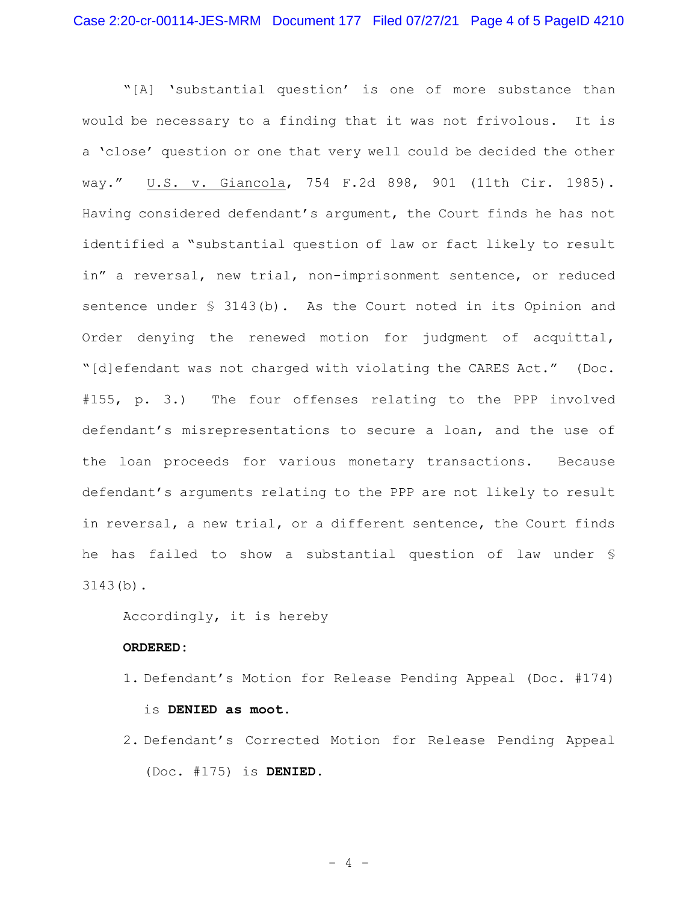"[A] 'substantial question' is one of more substance than would be necessary to a finding that it was not frivolous. It is a 'close' question or one that very well could be decided the other way." U.S. v. Giancola, 754 F.2d 898, 901 (11th Cir. 1985). Having considered defendant's argument, the Court finds he has not identified a "substantial question of law or fact likely to result in" a reversal, new trial, non-imprisonment sentence, or reduced sentence under § 3143(b). As the Court noted in its Opinion and Order denying the renewed motion for judgment of acquittal, "[d]efendant was not charged with violating the CARES Act." (Doc. #155, p. 3.) The four offenses relating to the PPP involved defendant's misrepresentations to secure a loan, and the use of the loan proceeds for various monetary transactions. Because defendant's arguments relating to the PPP are not likely to result in reversal, a new trial, or a different sentence, the Court finds he has failed to show a substantial question of law under § 3143(b).

Accordingly, it is hereby

**ORDERED:**

1. Defendant's Motion for Release Pending Appeal (Doc. #174) is **DENIED as moot.**
2. Defendant's Corrected Motion for Release Pending Appeal (Doc. #175) is **DENIED.**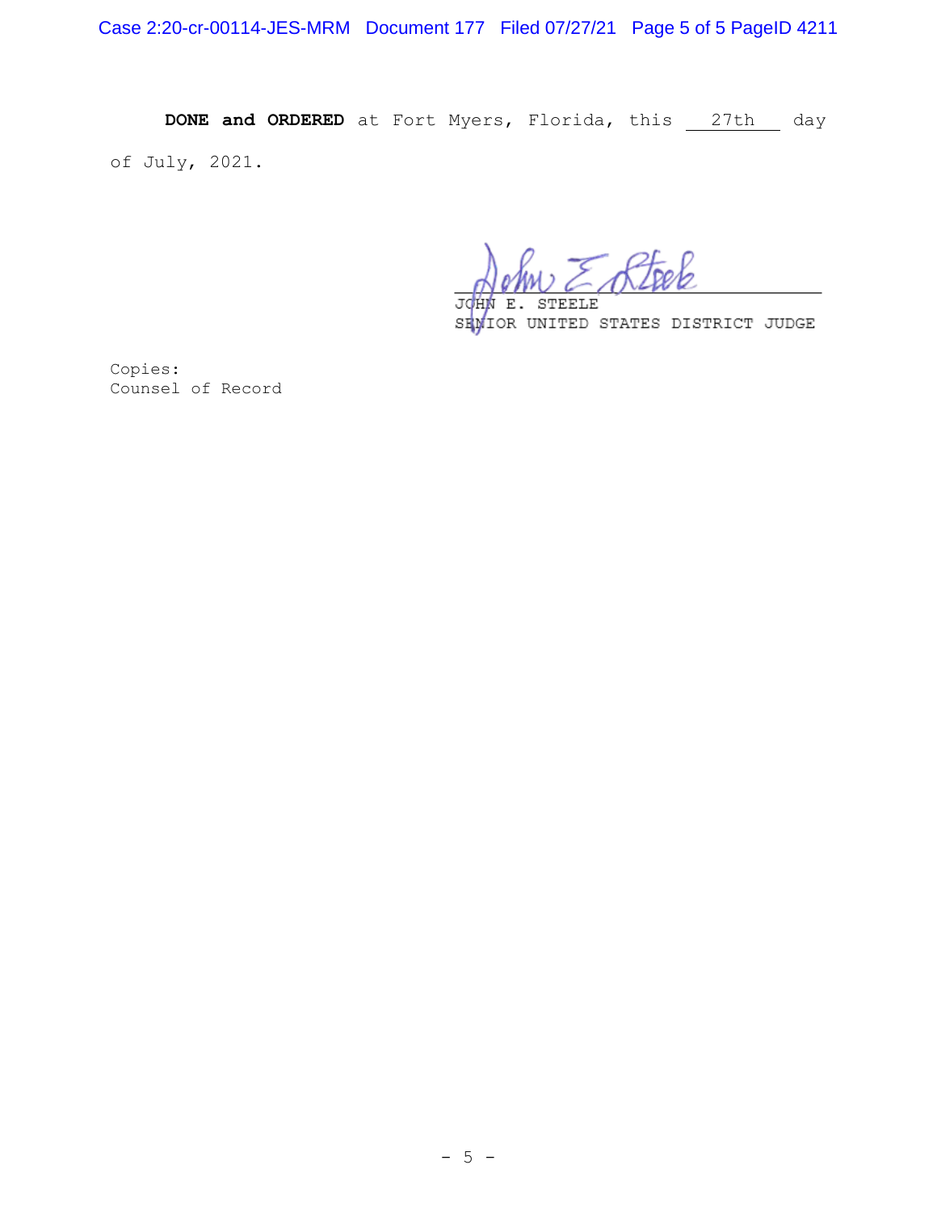**DONE and ORDERED** at Fort Myers, Florida, this 27th day of July, 2021.

JOHN E. STEELE
SENIOR UNITED STATES DISTRICT JUDGE

Copies:
Counsel of Record